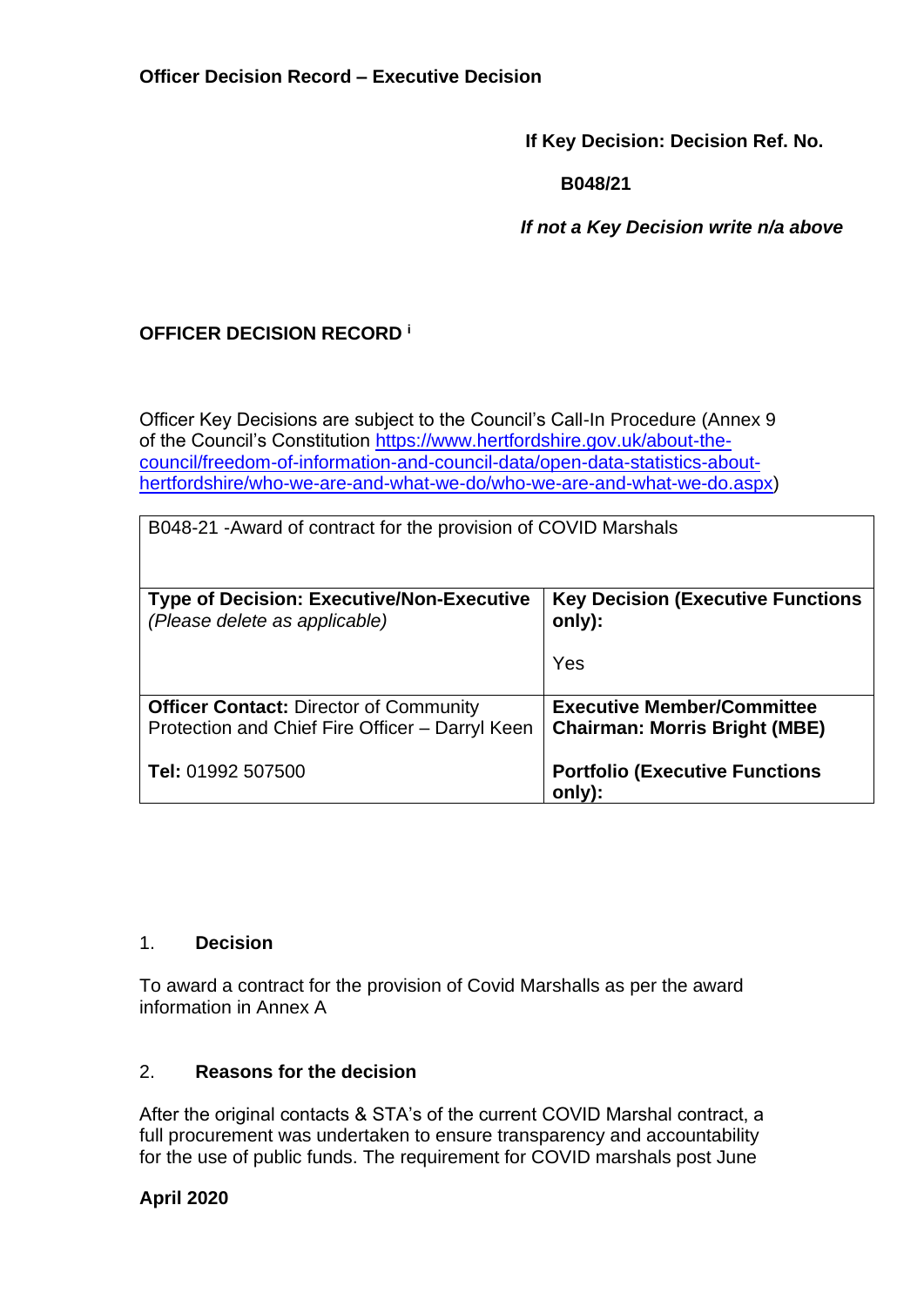**Officer Decision Record – Executive Decision**

**If Key Decision: Decision Ref. No.**

**B048/21**

***If not a Key Decision write n/a above***

**OFFICER DECISION RECORD** [i]

Officer Key Decisions are subject to the Council's Call-In Procedure (Annex 9 of the Council's Constitution [https://www.hertfordshire.gov.uk/about-the-council/freedom-of-information-and-council-data/open-data-statistics-about-hertfordshire/who-we-are-and-what-we-do/who-we-are-and-what-we-do.aspx](https://www.hertfordshire.gov.uk/about-the-council/freedom-of-information-and-council-data/open-data-statistics-about-hertfordshire/who-we-are-and-what-we-do/who-we-are-and-what-we-do.aspx))

| B048-21 -Award of contract for the provision of COVID Marshals | |
|---|---|
| **Type of Decision: Executive/Non-Executive** *(Please delete as applicable)* | **Key Decision (Executive Functions only):** Yes |
| **Officer Contact:** Director of Community Protection and Chief Fire Officer – Darryl Keen<br>**Tel:** 01992 507500 | **Executive Member/Committee Chairman: Morris Bright (MBE)**<br>**Portfolio (Executive Functions only):** |

1. **Decision**

To award a contract for the provision of Covid Marshalls as per the award information in Annex A

2. **Reasons for the decision**

After the original contacts & STA's of the current COVID Marshal contract, a full procurement was undertaken to ensure transparency and accountability for the use of public funds. The requirement for COVID marshals post June

**April 2020**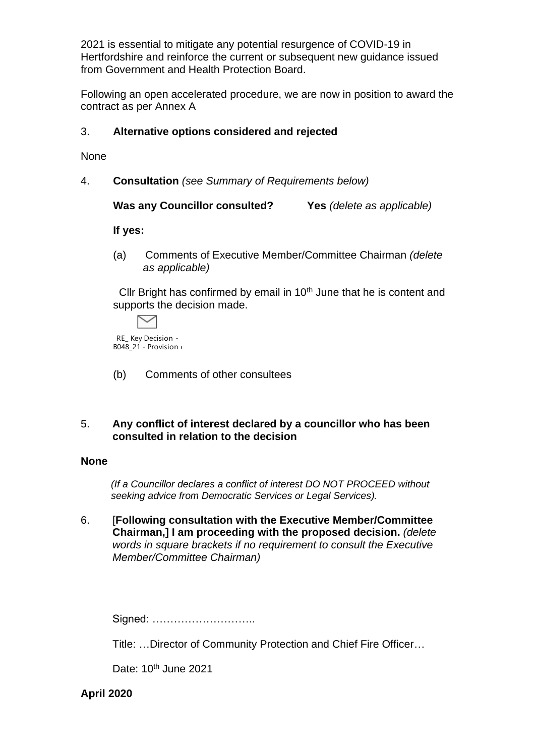2021 is essential to mitigate any potential resurgence of COVID-19 in Hertfordshire and reinforce the current or subsequent new guidance issued from Government and Health Protection Board.

Following an open accelerated procedure, we are now in position to award the contract as per Annex A

3. **Alternative options considered and rejected**

None

4. **Consultation** *(see Summary of Requirements below)*

**Was any Councillor consulted?** **Yes** *(delete as applicable)*

**If yes:**

(a) Comments of Executive Member/Committee Chairman *(delete as applicable)*

Cllr Bright has confirmed by email in 10th June that he is content and supports the decision made.

RE_ Key Decision - B048_21 - Provision (

(b) Comments of other consultees

5. **Any conflict of interest declared by a councillor who has been consulted in relation to the decision**

**None**

*(If a Councillor declares a conflict of interest DO NOT PROCEED without seeking advice from Democratic Services or Legal Services).*

6. [**Following consultation with the Executive Member/Committee Chairman,] I am proceeding with the proposed decision.** *(delete words in square brackets if no requirement to consult the Executive Member/Committee Chairman)*

Signed: ………………………..

Title: …Director of Community Protection and Chief Fire Officer…

Date: 10th June 2021

**April 2020**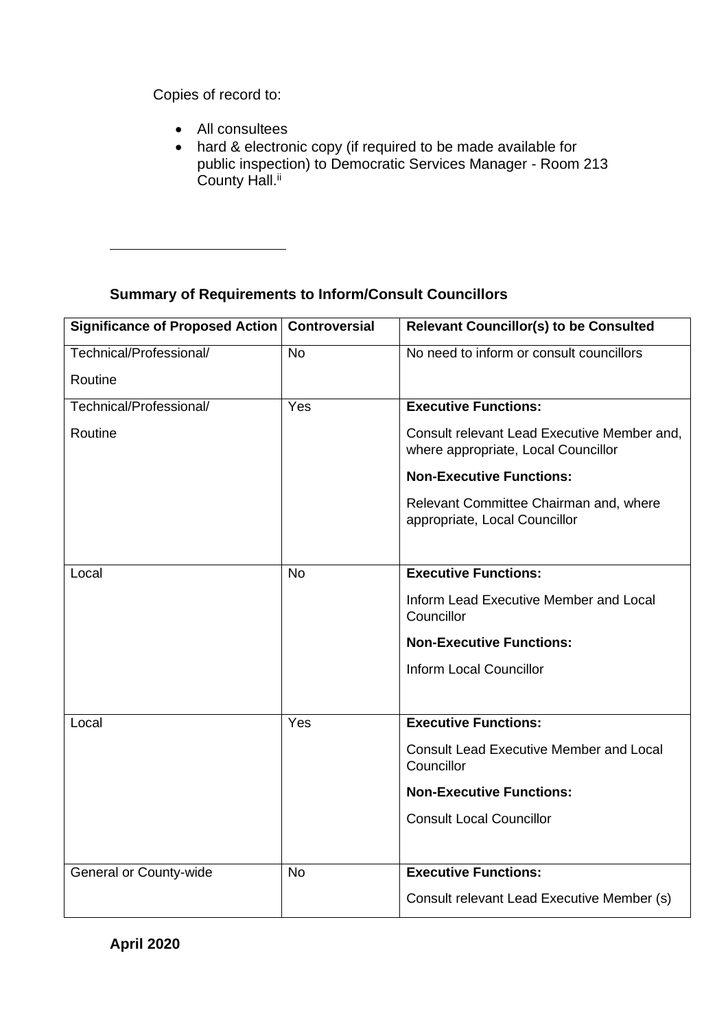Copies of record to:

- All consultees
- hard & electronic copy (if required to be made available for public inspection) to Democratic Services Manager - Room 213 County Hall.[ii]

---

**Summary of Requirements to Inform/Consult Councillors**

| Significance of Proposed Action | Controversial | Relevant Councillor(s) to be Consulted |
|---|---|---|
| Technical/Professional/ Routine | No | No need to inform or consult councillors |
| Technical/Professional/ Routine | Yes | **Executive Functions:** Consult relevant Lead Executive Member and, where appropriate, Local Councillor **Non-Executive Functions:** Relevant Committee Chairman and, where appropriate, Local Councillor |
| Local | No | **Executive Functions:** Inform Lead Executive Member and Local Councillor **Non-Executive Functions:** Inform Local Councillor |
| Local | Yes | **Executive Functions:** Consult Lead Executive Member and Local Councillor **Non-Executive Functions:** Consult Local Councillor |
| General or County-wide | No | **Executive Functions:** Consult relevant Lead Executive Member (s) |

**April 2020**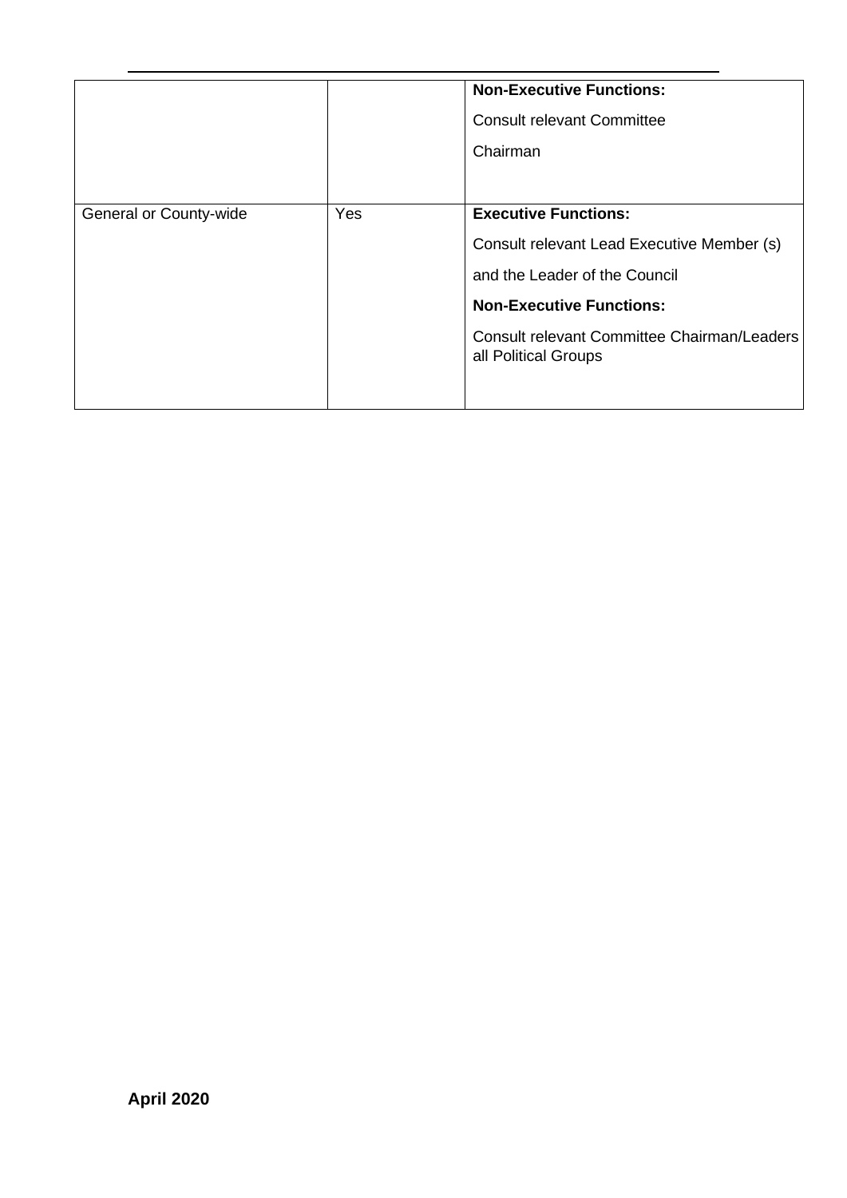| | | |
|---|---|---|
| | | **Non-Executive Functions:**<br><br>Consult relevant Committee<br><br>Chairman |
| General or County-wide | Yes | **Executive Functions:**<br><br>Consult relevant Lead Executive Member (s)<br><br>and the Leader of the Council<br><br>**Non-Executive Functions:**<br><br>Consult relevant Committee Chairman/Leaders all Political Groups |

**April 2020**